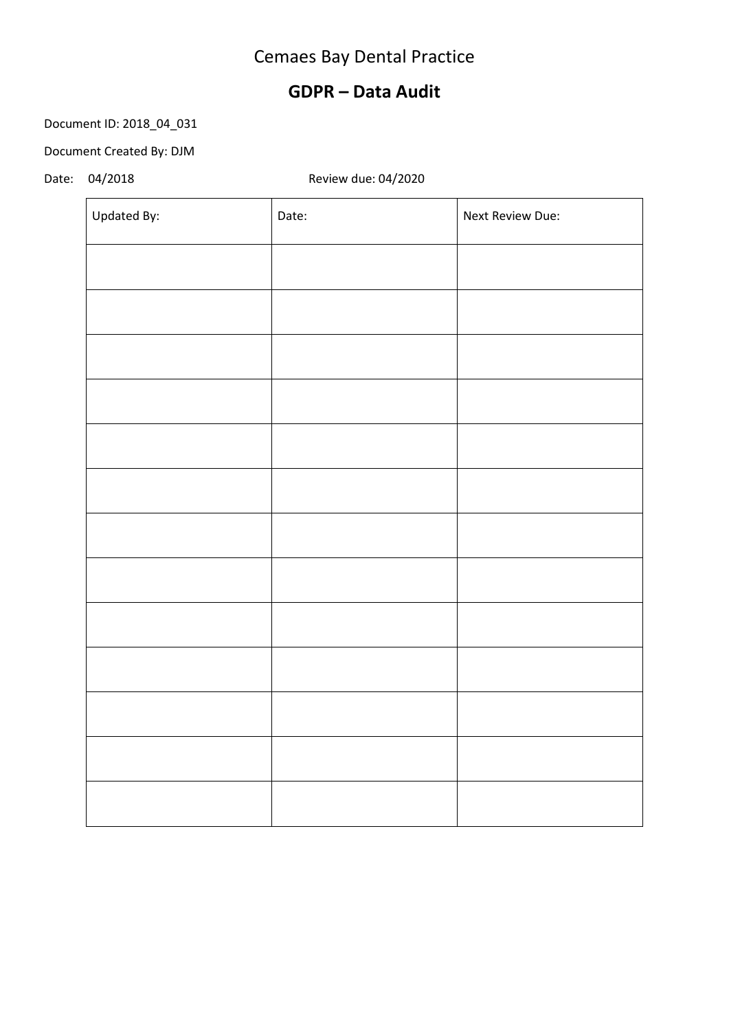# Cemaes Bay Dental Practice

## GDPR – Data Audit

Document ID: 2018_04_031

Document Created By: DJM

Date: 04/2018 Review due: 04/2020

| Updated By: | Date: | Next Review Due: |
|---|---|---|
| | | |
| | | |
| | | |
| | | |
| | | |
| | | |
| | | |
| | | |
| | | |
| | | |
| | | |
| | | |
| | | |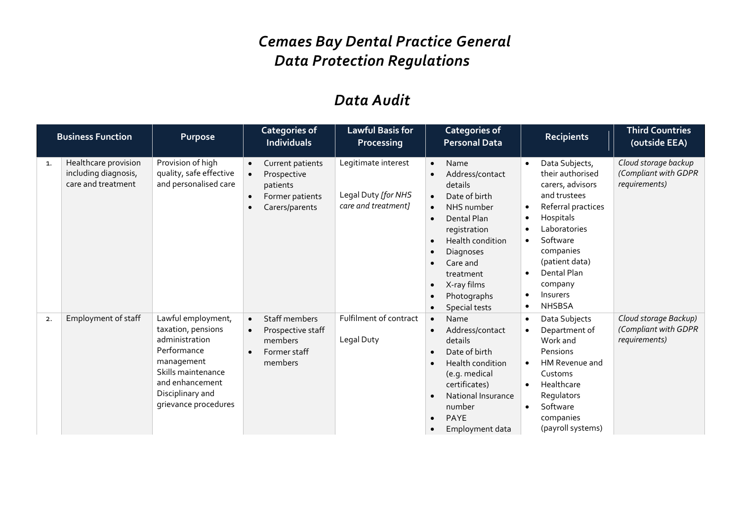# *Cemaes Bay Dental Practice General Data Protection Regulations*

## *Data Audit*

| | Business Function | Purpose | Categories of Individuals | Lawful Basis for Processing | Categories of Personal Data | Recipients | Third Countries (outside EEA) |
|---|---|---|---|---|---|---|---|
| 1. | Healthcare provision including diagnosis, care and treatment | Provision of high quality, safe effective and personalised care | • Current patients<br>• Prospective patients<br>• Former patients<br>• Carers/parents | Legitimate interest<br><br>Legal Duty *[for NHS care and treatment]* | • Name<br>• Address/contact details<br>• Date of birth<br>• NHS number<br>• Dental Plan registration<br>• Health condition<br>• Diagnoses<br>• Care and treatment<br>• X-ray films<br>• Photographs<br>• Special tests | • Data Subjects, their authorised carers, advisors and trustees<br>• Referral practices<br>• Hospitals<br>• Laboratories<br>• Software companies (patient data)<br>• Dental Plan company<br>• Insurers<br>• NHSBSA | *Cloud storage backup (Compliant with GDPR requirements)* |
| 2. | Employment of staff | Lawful employment, taxation, pensions administration<br>Performance management<br>Skills maintenance and enhancement<br>Disciplinary and grievance procedures | • Staff members<br>• Prospective staff members<br>• Former staff members | Fulfilment of contract<br><br>Legal Duty | • Name<br>• Address/contact details<br>• Date of birth<br>• Health condition (e.g. medical certificates)<br>• National Insurance number<br>• PAYE<br>• Employment data | • Data Subjects<br>• Department of Work and Pensions<br>• HM Revenue and Customs<br>• Healthcare Regulators<br>• Software companies (payroll systems) | *Cloud storage Backup) (Compliant with GDPR requirements)* |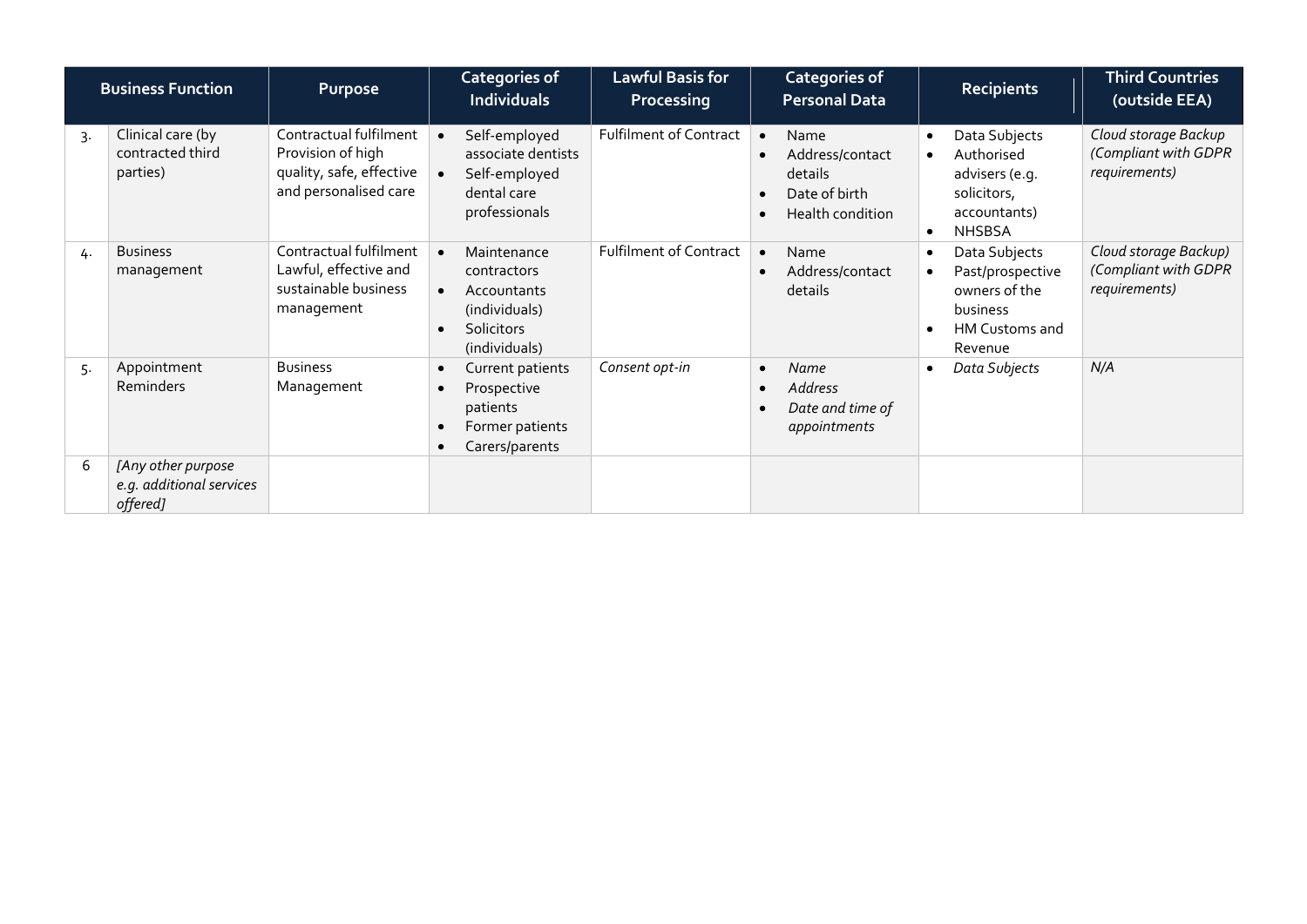| Business Function | | Purpose | Categories of Individuals | Lawful Basis for Processing | Categories of Personal Data | Recipients | Third Countries (outside EEA) |
|---|---|---|---|---|---|---|---|
| 3. | Clinical care (by contracted third parties) | Contractual fulfilment Provision of high quality, safe, effective and personalised care | • Self-employed associate dentists<br>• Self-employed dental care professionals | Fulfilment of Contract | • Name<br>• Address/contact details<br>• Date of birth<br>• Health condition | • Data Subjects<br>• Authorised advisers (e.g. solicitors, accountants)<br>• NHSBSA | *Cloud storage Backup (Compliant with GDPR requirements)* |
| 4. | Business management | Contractual fulfilment Lawful, effective and sustainable business management | • Maintenance contractors<br>• Accountants (individuals)<br>• Solicitors (individuals) | Fulfilment of Contract | • Name<br>• Address/contact details | • Data Subjects<br>• Past/prospective owners of the business<br>• HM Customs and Revenue | *Cloud storage Backup) (Compliant with GDPR requirements)* |
| 5. | Appointment Reminders | Business Management | • Current patients<br>• Prospective patients<br>• Former patients<br>• Carers/parents | *Consent opt-in* | • *Name*<br>• *Address*<br>• *Date and time of appointments* | • *Data Subjects* | *N/A* |
| 6 | *[Any other purpose e.g. additional services offered]* | | | | | | |